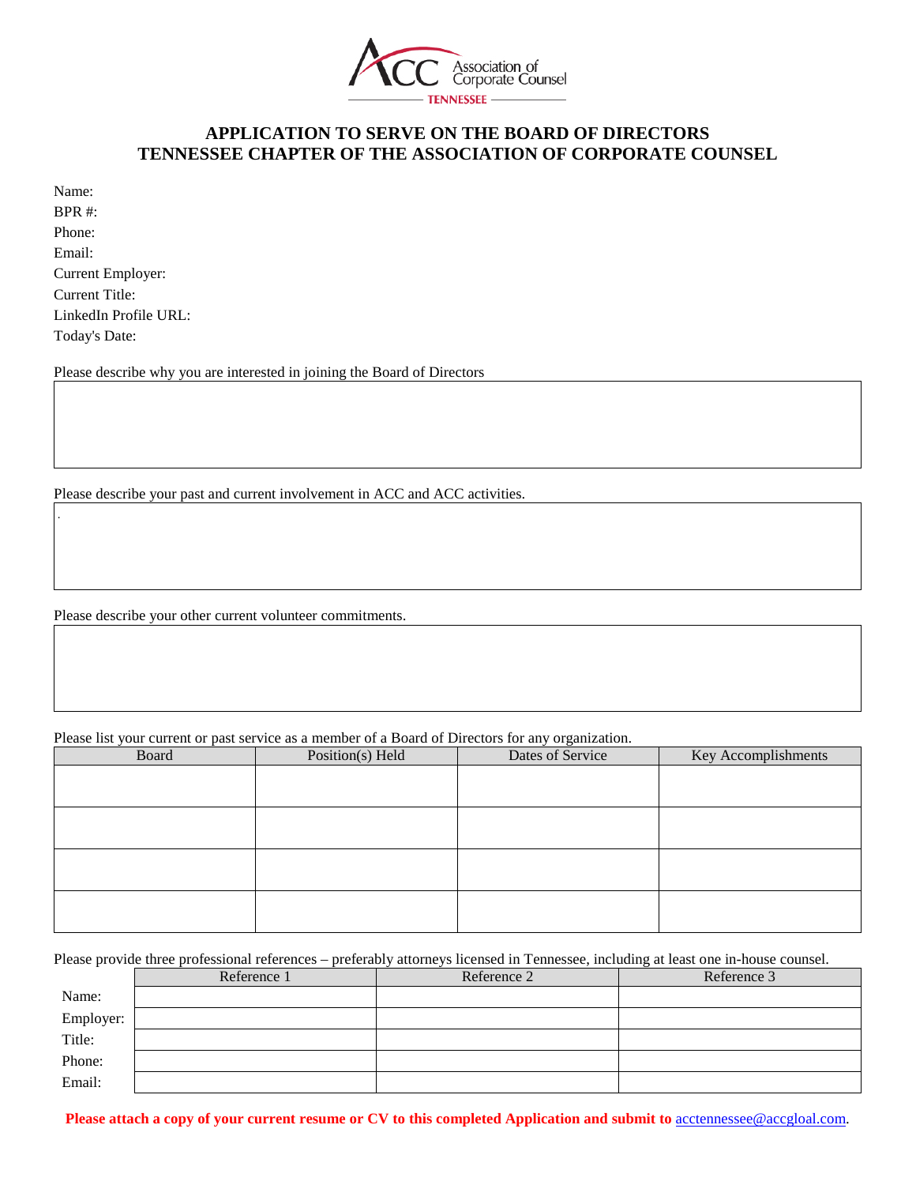Association of Corporate Counsel
TENNESSEE

# APPLICATION TO SERVE ON THE BOARD OF DIRECTORS
# TENNESSEE CHAPTER OF THE ASSOCIATION OF CORPORATE COUNSEL

Name:
BPR #:
Phone:
Email:
Current Employer:
Current Title:
LinkedIn Profile URL:
Today's Date:

Please describe why you are interested in joining the Board of Directors

Please describe your past and current involvement in ACC and ACC activities.

Please describe your other current volunteer commitments.

Please list your current or past service as a member of a Board of Directors for any organization.

| Board | Position(s) Held | Dates of Service | Key Accomplishments |
|---|---|---|---|
| | | | |
| | | | |
| | | | |
| | | | |

Please provide three professional references – preferably attorneys licensed in Tennessee, including at least one in-house counsel.

| | Reference 1 | Reference 2 | Reference 3 |
|---|---|---|---|
| Name: | | | |
| Employer: | | | |
| Title: | | | |
| Phone: | | | |
| Email: | | | |

**Please attach a copy of your current resume or CV to this completed Application and submit to** acctennessee@accgloal.com.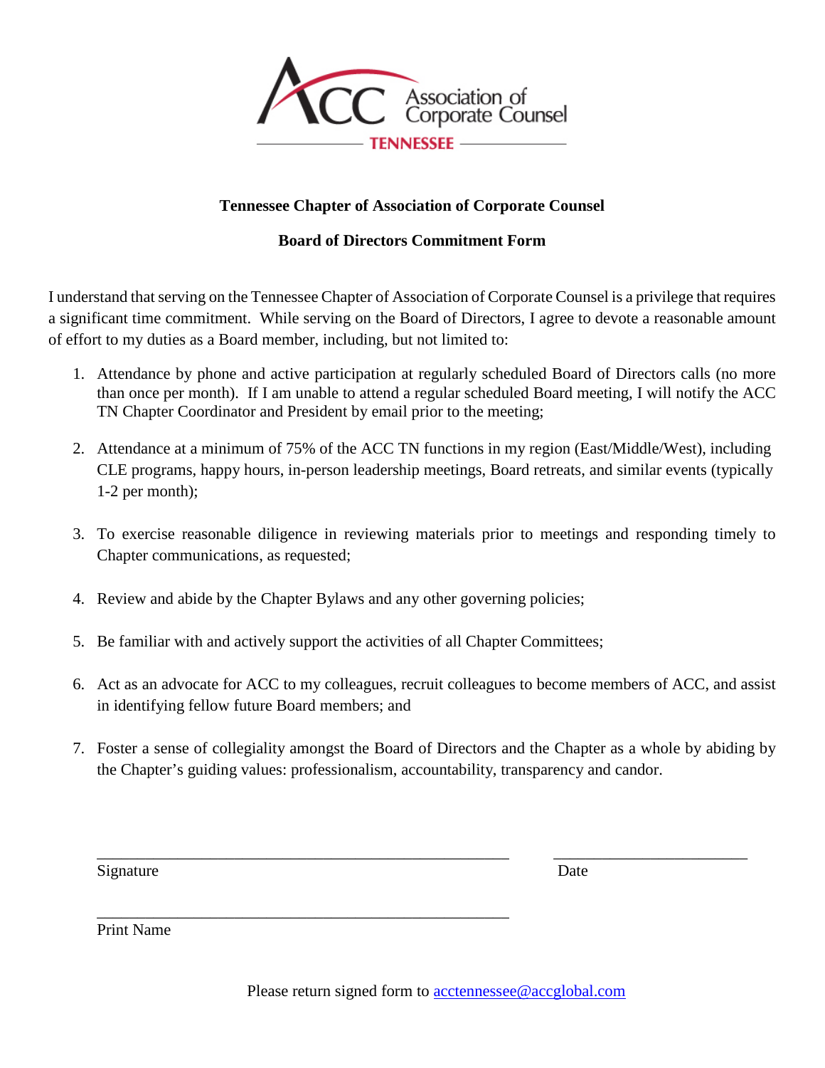ACC Association of Corporate Counsel
TENNESSEE

**Tennessee Chapter of Association of Corporate Counsel**

**Board of Directors Commitment Form**

I understand that serving on the Tennessee Chapter of Association of Corporate Counsel is a privilege that requires a significant time commitment. While serving on the Board of Directors, I agree to devote a reasonable amount of effort to my duties as a Board member, including, but not limited to:

1. Attendance by phone and active participation at regularly scheduled Board of Directors calls (no more than once per month). If I am unable to attend a regular scheduled Board meeting, I will notify the ACC TN Chapter Coordinator and President by email prior to the meeting;

2. Attendance at a minimum of 75% of the ACC TN functions in my region (East/Middle/West), including CLE programs, happy hours, in-person leadership meetings, Board retreats, and similar events (typically 1-2 per month);

3. To exercise reasonable diligence in reviewing materials prior to meetings and responding timely to Chapter communications, as requested;

4. Review and abide by the Chapter Bylaws and any other governing policies;

5. Be familiar with and actively support the activities of all Chapter Committees;

6. Act as an advocate for ACC to my colleagues, recruit colleagues to become members of ACC, and assist in identifying fellow future Board members; and

7. Foster a sense of collegiality amongst the Board of Directors and the Chapter as a whole by abiding by the Chapter's guiding values: professionalism, accountability, transparency and candor.

\_\_\_\_\_\_\_\_\_\_\_\_\_\_\_\_\_\_\_\_\_\_\_\_\_\_\_\_\_\_\_\_\_\_\_\_\_\_\_\_\_\_\_\_ \_\_\_\_\_\_\_\_\_\_\_\_\_\_\_\_\_\_\_\_
Signature Date

\_\_\_\_\_\_\_\_\_\_\_\_\_\_\_\_\_\_\_\_\_\_\_\_\_\_\_\_\_\_\_\_\_\_\_\_\_\_\_\_\_\_\_\_
Print Name

Please return signed form to acctennessee@accglobal.com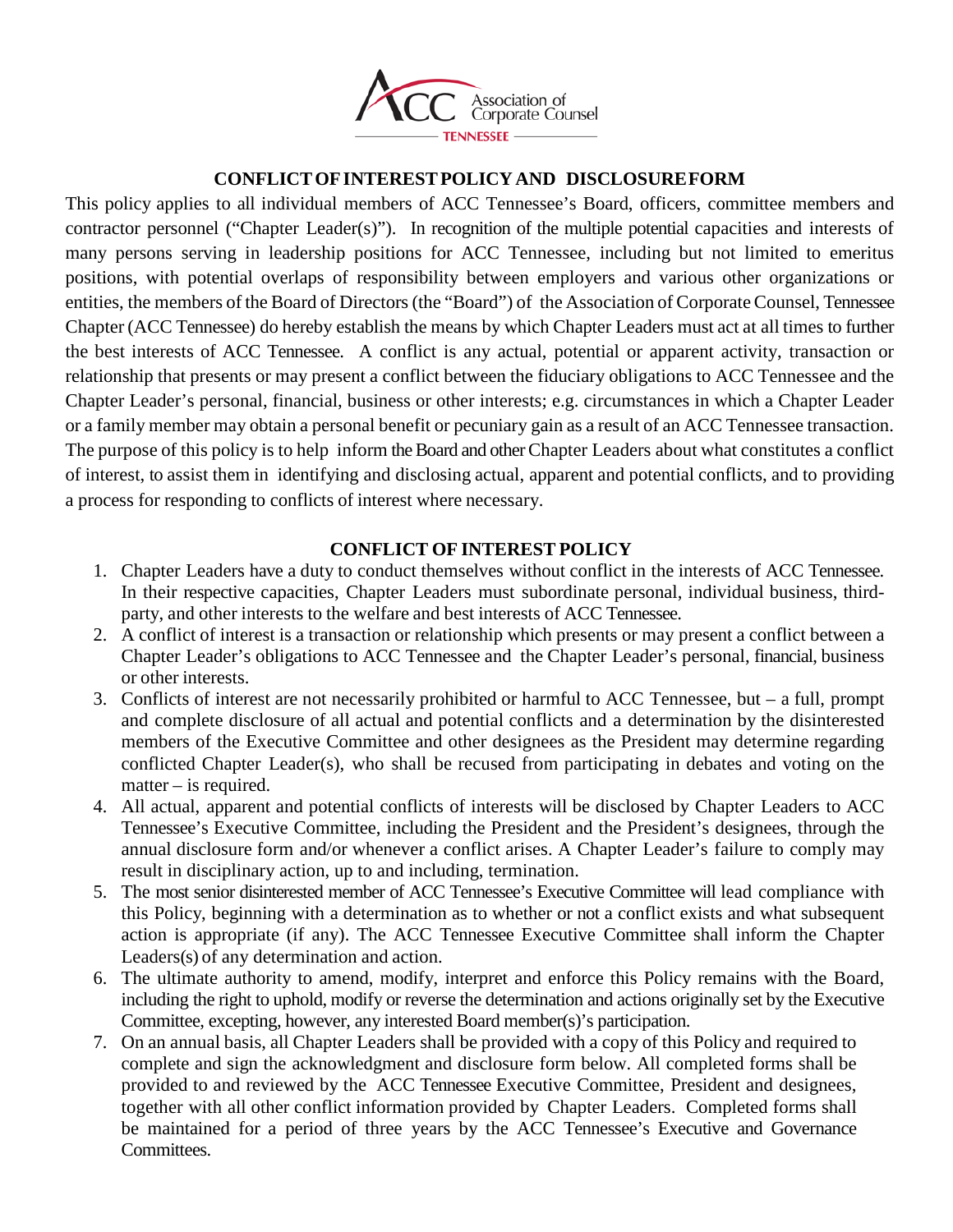## CONFLICT OF INTEREST POLICY AND DISCLOSURE FORM

This policy applies to all individual members of ACC Tennessee's Board, officers, committee members and contractor personnel ("Chapter Leader(s)"). In recognition of the multiple potential capacities and interests of many persons serving in leadership positions for ACC Tennessee, including but not limited to emeritus positions, with potential overlaps of responsibility between employers and various other organizations or entities, the members of the Board of Directors (the "Board") of the Association of Corporate Counsel, Tennessee Chapter (ACC Tennessee) do hereby establish the means by which Chapter Leaders must act at all times to further the best interests of ACC Tennessee. A conflict is any actual, potential or apparent activity, transaction or relationship that presents or may present a conflict between the fiduciary obligations to ACC Tennessee and the Chapter Leader's personal, financial, business or other interests; e.g. circumstances in which a Chapter Leader or a family member may obtain a personal benefit or pecuniary gain as a result of an ACC Tennessee transaction. The purpose of this policy is to help inform the Board and other Chapter Leaders about what constitutes a conflict of interest, to assist them in identifying and disclosing actual, apparent and potential conflicts, and to providing a process for responding to conflicts of interest where necessary.

### CONFLICT OF INTEREST POLICY

1. Chapter Leaders have a duty to conduct themselves without conflict in the interests of ACC Tennessee. In their respective capacities, Chapter Leaders must subordinate personal, individual business, third-party, and other interests to the welfare and best interests of ACC Tennessee.
2. A conflict of interest is a transaction or relationship which presents or may present a conflict between a Chapter Leader's obligations to ACC Tennessee and the Chapter Leader's personal, financial, business or other interests.
3. Conflicts of interest are not necessarily prohibited or harmful to ACC Tennessee, but – a full, prompt and complete disclosure of all actual and potential conflicts and a determination by the disinterested members of the Executive Committee and other designees as the President may determine regarding conflicted Chapter Leader(s), who shall be recused from participating in debates and voting on the matter – is required.
4. All actual, apparent and potential conflicts of interests will be disclosed by Chapter Leaders to ACC Tennessee's Executive Committee, including the President and the President's designees, through the annual disclosure form and/or whenever a conflict arises. A Chapter Leader's failure to comply may result in disciplinary action, up to and including, termination.
5. The most senior disinterested member of ACC Tennessee's Executive Committee will lead compliance with this Policy, beginning with a determination as to whether or not a conflict exists and what subsequent action is appropriate (if any). The ACC Tennessee Executive Committee shall inform the Chapter Leaders(s) of any determination and action.
6. The ultimate authority to amend, modify, interpret and enforce this Policy remains with the Board, including the right to uphold, modify or reverse the determination and actions originally set by the Executive Committee, excepting, however, any interested Board member(s)'s participation.
7. On an annual basis, all Chapter Leaders shall be provided with a copy of this Policy and required to complete and sign the acknowledgment and disclosure form below. All completed forms shall be provided to and reviewed by the ACC Tennessee Executive Committee, President and designees, together with all other conflict information provided by Chapter Leaders. Completed forms shall be maintained for a period of three years by the ACC Tennessee's Executive and Governance Committees.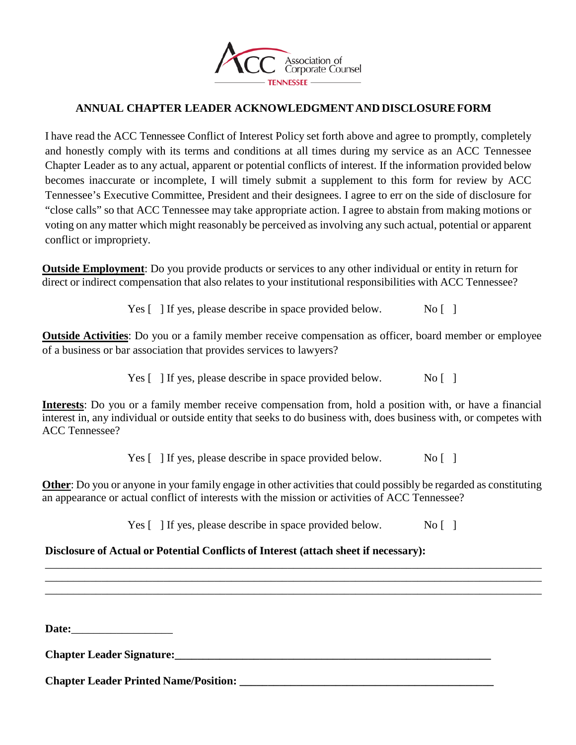# ANNUAL CHAPTER LEADER ACKNOWLEDGMENT AND DISCLOSURE FORM

I have read the ACC Tennessee Conflict of Interest Policy set forth above and agree to promptly, completely and honestly comply with its terms and conditions at all times during my service as an ACC Tennessee Chapter Leader as to any actual, apparent or potential conflicts of interest. If the information provided below becomes inaccurate or incomplete, I will timely submit a supplement to this form for review by ACC Tennessee's Executive Committee, President and their designees. I agree to err on the side of disclosure for "close calls" so that ACC Tennessee may take appropriate action. I agree to abstain from making motions or voting on any matter which might reasonably be perceived as involving any such actual, potential or apparent conflict or impropriety.

**Outside Employment**: Do you provide products or services to any other individual or entity in return for direct or indirect compensation that also relates to your institutional responsibilities with ACC Tennessee?

Yes [ ] If yes, please describe in space provided below. No [ ]

**Outside Activities**: Do you or a family member receive compensation as officer, board member or employee of a business or bar association that provides services to lawyers?

Yes [ ] If yes, please describe in space provided below. No [ ]

**Interests**: Do you or a family member receive compensation from, hold a position with, or have a financial interest in, any individual or outside entity that seeks to do business with, does business with, or competes with ACC Tennessee?

Yes [ ] If yes, please describe in space provided below. No [ ]

**Other**: Do you or anyone in your family engage in other activities that could possibly be regarded as constituting an appearance or actual conflict of interests with the mission or activities of ACC Tennessee?

Yes [ ] If yes, please describe in space provided below. No [ ]

**Disclosure of Actual or Potential Conflicts of Interest (attach sheet if necessary):**

______________________________________________________________________________

______________________________________________________________________________

______________________________________________________________________________

**Date:**__________________

**Chapter Leader Signature:**__________________________________________________

**Chapter Leader Printed Name/Position:** ________________________________________